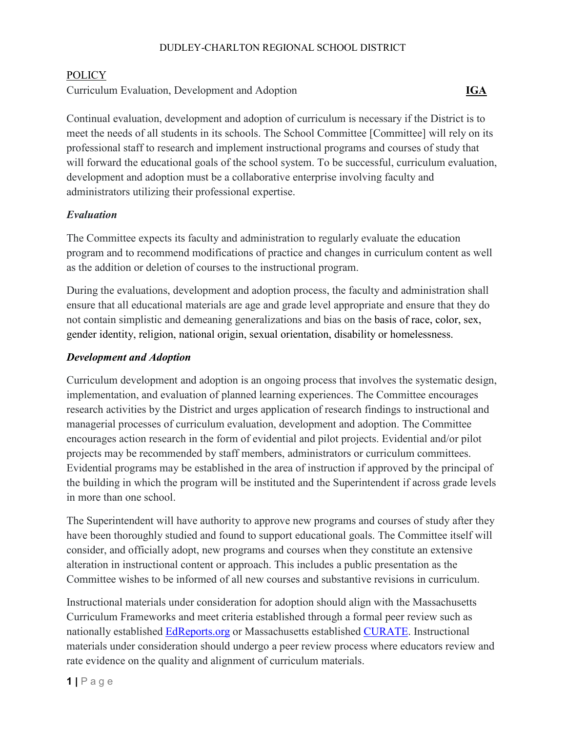DUDLEY-CHARLTON REGIONAL SCHOOL DISTRICT

POLICY

Curriculum Evaluation, Development and Adoption **IGA**

Continual evaluation, development and adoption of curriculum is necessary if the District is to meet the needs of all students in its schools. The School Committee [Committee] will rely on its professional staff to research and implement instructional programs and courses of study that will forward the educational goals of the school system. To be successful, curriculum evaluation, development and adoption must be a collaborative enterprise involving faculty and administrators utilizing their professional expertise.

***Evaluation***

The Committee expects its faculty and administration to regularly evaluate the education program and to recommend modifications of practice and changes in curriculum content as well as the addition or deletion of courses to the instructional program.

During the evaluations, development and adoption process, the faculty and administration shall ensure that all educational materials are age and grade level appropriate and ensure that they do not contain simplistic and demeaning generalizations and bias on the basis of race, color, sex, gender identity, religion, national origin, sexual orientation, disability or homelessness.

***Development and Adoption***

Curriculum development and adoption is an ongoing process that involves the systematic design, implementation, and evaluation of planned learning experiences. The Committee encourages research activities by the District and urges application of research findings to instructional and managerial processes of curriculum evaluation, development and adoption. The Committee encourages action research in the form of evidential and pilot projects. Evidential and/or pilot projects may be recommended by staff members, administrators or curriculum committees. Evidential programs may be established in the area of instruction if approved by the principal of the building in which the program will be instituted and the Superintendent if across grade levels in more than one school.

The Superintendent will have authority to approve new programs and courses of study after they have been thoroughly studied and found to support educational goals. The Committee itself will consider, and officially adopt, new programs and courses when they constitute an extensive alteration in instructional content or approach. This includes a public presentation as the Committee wishes to be informed of all new courses and substantive revisions in curriculum.

Instructional materials under consideration for adoption should align with the Massachusetts Curriculum Frameworks and meet criteria established through a formal peer review such as nationally established EdReports.org or Massachusetts established CURATE. Instructional materials under consideration should undergo a peer review process where educators review and rate evidence on the quality and alignment of curriculum materials.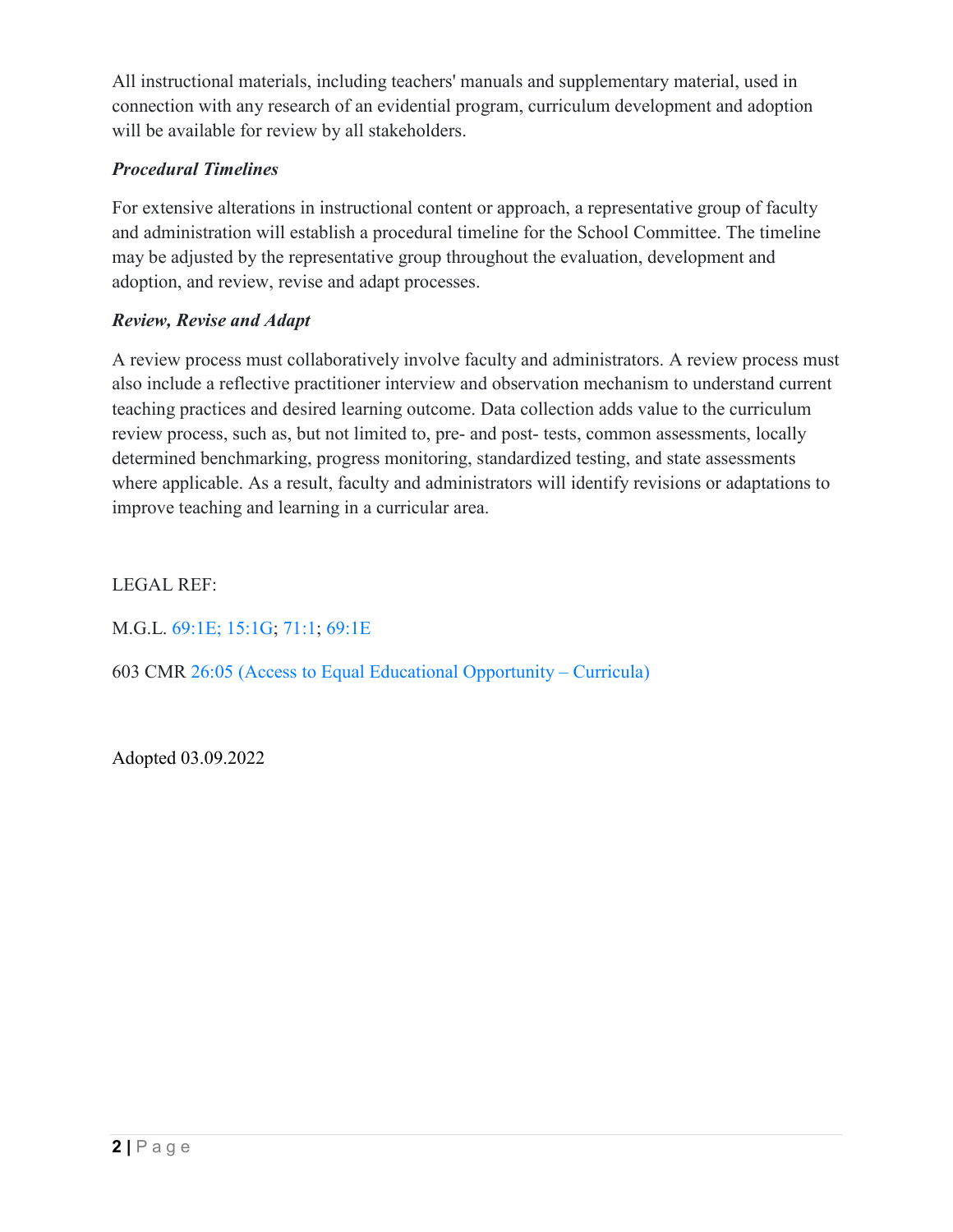All instructional materials, including teachers' manuals and supplementary material, used in connection with any research of an evidential program, curriculum development and adoption will be available for review by all stakeholders.

***Procedural Timelines***

For extensive alterations in instructional content or approach, a representative group of faculty and administration will establish a procedural timeline for the School Committee. The timeline may be adjusted by the representative group throughout the evaluation, development and adoption, and review, revise and adapt processes.

***Review, Revise and Adapt***

A review process must collaboratively involve faculty and administrators. A review process must also include a reflective practitioner interview and observation mechanism to understand current teaching practices and desired learning outcome. Data collection adds value to the curriculum review process, such as, but not limited to, pre- and post- tests, common assessments, locally determined benchmarking, progress monitoring, standardized testing, and state assessments where applicable. As a result, faculty and administrators will identify revisions or adaptations to improve teaching and learning in a curricular area.

LEGAL REF:

M.G.L. 69:1E; 15:1G; 71:1; 69:1E

603 CMR 26:05 (Access to Equal Educational Opportunity – Curricula)

Adopted 03.09.2022